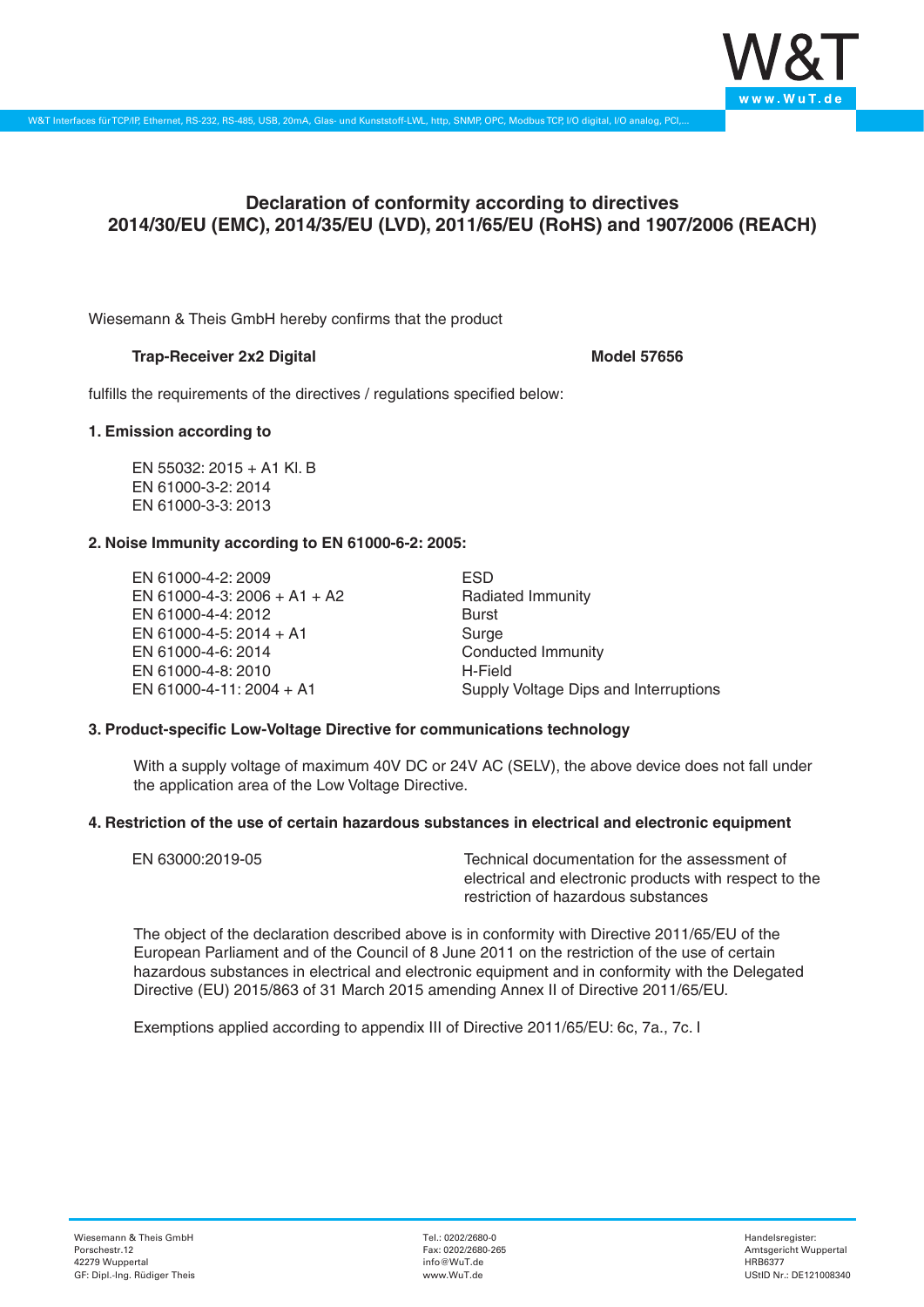# Declaration of conformity according to directives 2014/30/EU (EMC), 2014/35/EU (LVD), 2011/65/EU (RoHS) and 1907/2006 (REACH)

Wiesemann & Theis GmbH hereby confirms that the product

**Trap-Receiver 2x2 Digital** **Model 57656**

fulfills the requirements of the directives / regulations specified below:

**1. Emission according to**

EN 55032: 2015 + A1 Kl. B
EN 61000-3-2: 2014
EN 61000-3-3: 2013

**2. Noise Immunity according to EN 61000-6-2: 2005:**

| | |
|---|---|
| EN 61000-4-2: 2009 | ESD |
| EN 61000-4-3: 2006 + A1 + A2 | Radiated Immunity |
| EN 61000-4-4: 2012 | Burst |
| EN 61000-4-5: 2014 + A1 | Surge |
| EN 61000-4-6: 2014 | Conducted Immunity |
| EN 61000-4-8: 2010 | H-Field |
| EN 61000-4-11: 2004 + A1 | Supply Voltage Dips and Interruptions |

**3. Product-specific Low-Voltage Directive for communications technology**

With a supply voltage of maximum 40V DC or 24V AC (SELV), the above device does not fall under the application area of the Low Voltage Directive.

**4. Restriction of the use of certain hazardous substances in electrical and electronic equipment**

| | |
|---|---|
| EN 63000:2019-05 | Technical documentation for the assessment of electrical and electronic products with respect to the restriction of hazardous substances |

The object of the declaration described above is in conformity with Directive 2011/65/EU of the European Parliament and of the Council of 8 June 2011 on the restriction of the use of certain hazardous substances in electrical and electronic equipment and in conformity with the Delegated Directive (EU) 2015/863 of 31 March 2015 amending Annex II of Directive 2011/65/EU.

Exemptions applied according to appendix III of Directive 2011/65/EU: 6c, 7a., 7c. I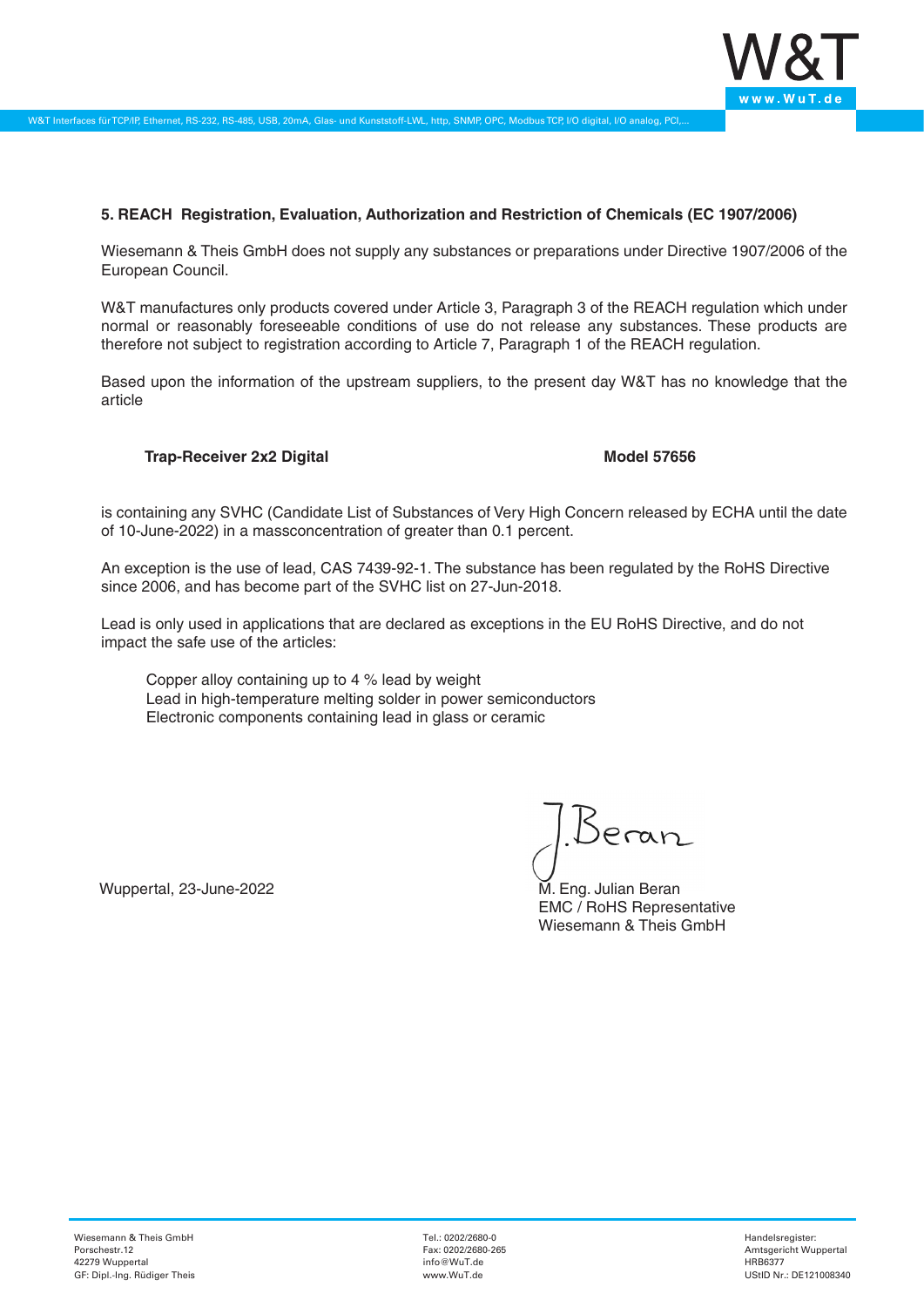### 5. REACH Registration, Evaluation, Authorization and Restriction of Chemicals (EC 1907/2006)

Wiesemann & Theis GmbH does not supply any substances or preparations under Directive 1907/2006 of the European Council.

W&T manufactures only products covered under Article 3, Paragraph 3 of the REACH regulation which under normal or reasonably foreseeable conditions of use do not release any substances. These products are therefore not subject to registration according to Article 7, Paragraph 1 of the REACH regulation.

Based upon the information of the upstream suppliers, to the present day W&T has no knowledge that the article

**Trap-Receiver 2x2 Digital** **Model 57656**

is containing any SVHC (Candidate List of Substances of Very High Concern released by ECHA until the date of 10-June-2022) in a massconcentration of greater than 0.1 percent.

An exception is the use of lead, CAS 7439-92-1. The substance has been regulated by the RoHS Directive since 2006, and has become part of the SVHC list on 27-Jun-2018.

Lead is only used in applications that are declared as exceptions in the EU RoHS Directive, and do not impact the safe use of the articles:

Copper alloy containing up to 4 % lead by weight
Lead in high-temperature melting solder in power semiconductors
Electronic components containing lead in glass or ceramic

Wuppertal, 23-June-2022

J. Beran

M. Eng. Julian Beran
EMC / RoHS Representative
Wiesemann & Theis GmbH